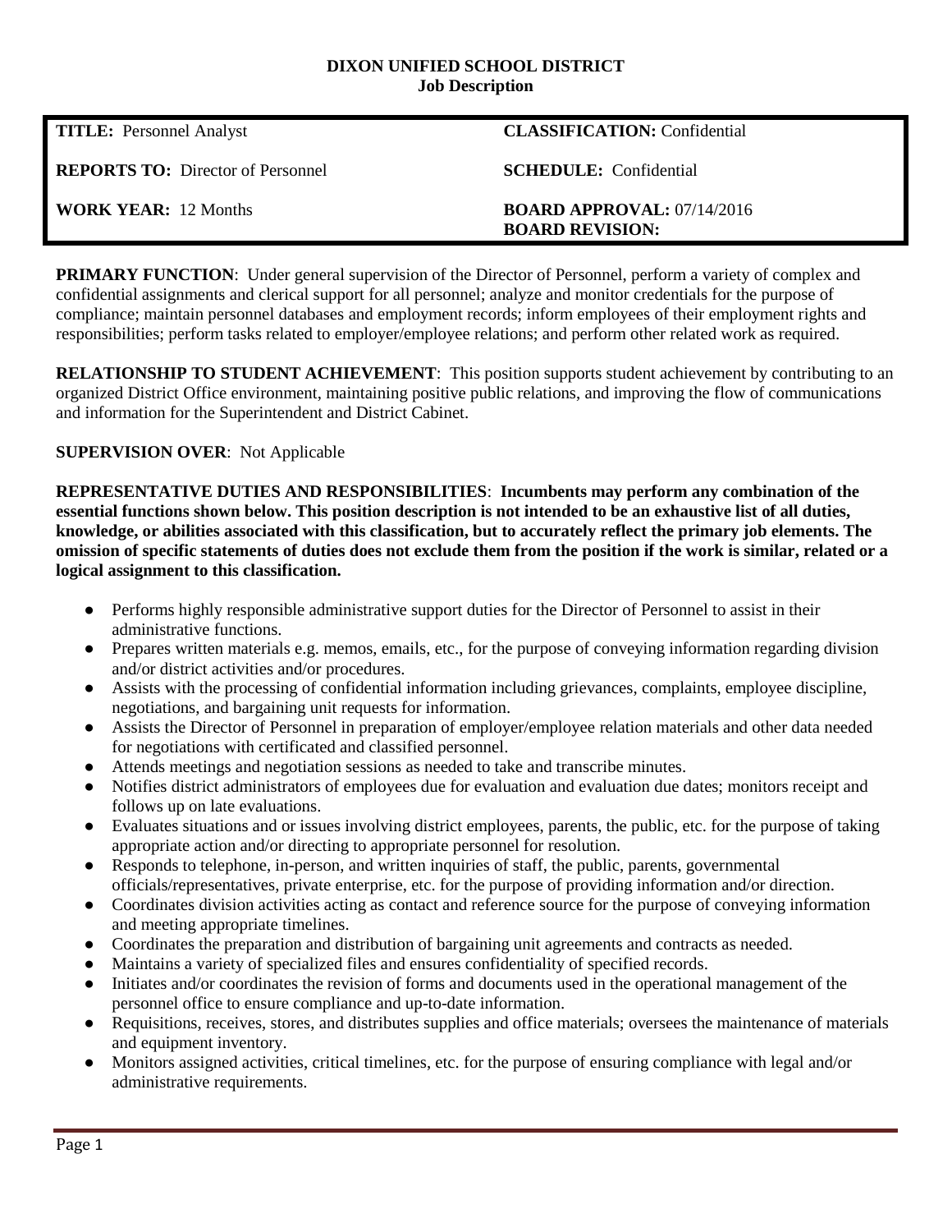**DIXON UNIFIED SCHOOL DISTRICT**
**Job Description**

| | |
|---|---|
| **TITLE:** Personnel Analyst | **CLASSIFICATION:** Confidential |
| **REPORTS TO:** Director of Personnel | **SCHEDULE:** Confidential |
| **WORK YEAR:** 12 Months | **BOARD APPROVAL:** 07/14/2016<br>**BOARD REVISION:** |

**PRIMARY FUNCTION**: Under general supervision of the Director of Personnel, perform a variety of complex and confidential assignments and clerical support for all personnel; analyze and monitor credentials for the purpose of compliance; maintain personnel databases and employment records; inform employees of their employment rights and responsibilities; perform tasks related to employer/employee relations; and perform other related work as required.

**RELATIONSHIP TO STUDENT ACHIEVEMENT**: This position supports student achievement by contributing to an organized District Office environment, maintaining positive public relations, and improving the flow of communications and information for the Superintendent and District Cabinet.

**SUPERVISION OVER**: Not Applicable

**REPRESENTATIVE DUTIES AND RESPONSIBILITIES**: **Incumbents may perform any combination of the essential functions shown below. This position description is not intended to be an exhaustive list of all duties, knowledge, or abilities associated with this classification, but to accurately reflect the primary job elements. The omission of specific statements of duties does not exclude them from the position if the work is similar, related or a logical assignment to this classification.**

- Performs highly responsible administrative support duties for the Director of Personnel to assist in their administrative functions.
- Prepares written materials e.g. memos, emails, etc., for the purpose of conveying information regarding division and/or district activities and/or procedures.
- Assists with the processing of confidential information including grievances, complaints, employee discipline, negotiations, and bargaining unit requests for information.
- Assists the Director of Personnel in preparation of employer/employee relation materials and other data needed for negotiations with certificated and classified personnel.
- Attends meetings and negotiation sessions as needed to take and transcribe minutes.
- Notifies district administrators of employees due for evaluation and evaluation due dates; monitors receipt and follows up on late evaluations.
- Evaluates situations and or issues involving district employees, parents, the public, etc. for the purpose of taking appropriate action and/or directing to appropriate personnel for resolution.
- Responds to telephone, in-person, and written inquiries of staff, the public, parents, governmental officials/representatives, private enterprise, etc. for the purpose of providing information and/or direction.
- Coordinates division activities acting as contact and reference source for the purpose of conveying information and meeting appropriate timelines.
- Coordinates the preparation and distribution of bargaining unit agreements and contracts as needed.
- Maintains a variety of specialized files and ensures confidentiality of specified records.
- Initiates and/or coordinates the revision of forms and documents used in the operational management of the personnel office to ensure compliance and up-to-date information.
- Requisitions, receives, stores, and distributes supplies and office materials; oversees the maintenance of materials and equipment inventory.
- Monitors assigned activities, critical timelines, etc. for the purpose of ensuring compliance with legal and/or administrative requirements.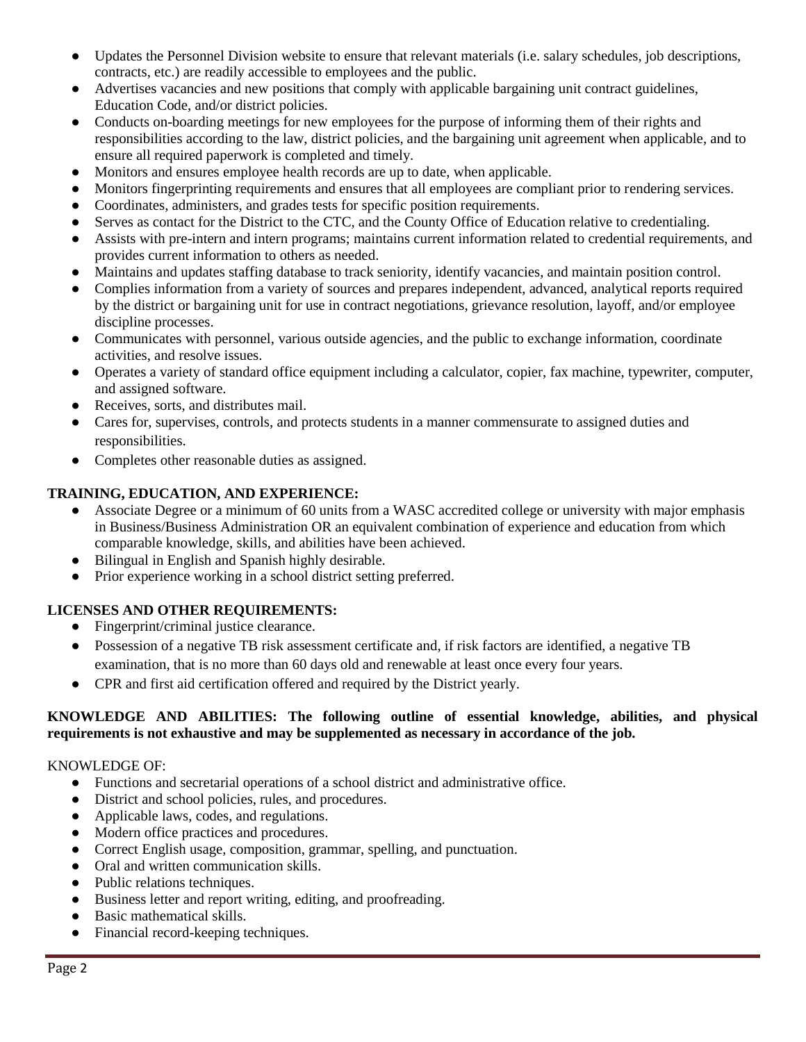- Updates the Personnel Division website to ensure that relevant materials (i.e. salary schedules, job descriptions, contracts, etc.) are readily accessible to employees and the public.
- Advertises vacancies and new positions that comply with applicable bargaining unit contract guidelines, Education Code, and/or district policies.
- Conducts on-boarding meetings for new employees for the purpose of informing them of their rights and responsibilities according to the law, district policies, and the bargaining unit agreement when applicable, and to ensure all required paperwork is completed and timely.
- Monitors and ensures employee health records are up to date, when applicable.
- Monitors fingerprinting requirements and ensures that all employees are compliant prior to rendering services.
- Coordinates, administers, and grades tests for specific position requirements.
- Serves as contact for the District to the CTC, and the County Office of Education relative to credentialing.
- Assists with pre-intern and intern programs; maintains current information related to credential requirements, and provides current information to others as needed.
- Maintains and updates staffing database to track seniority, identify vacancies, and maintain position control.
- Complies information from a variety of sources and prepares independent, advanced, analytical reports required by the district or bargaining unit for use in contract negotiations, grievance resolution, layoff, and/or employee discipline processes.
- Communicates with personnel, various outside agencies, and the public to exchange information, coordinate activities, and resolve issues.
- Operates a variety of standard office equipment including a calculator, copier, fax machine, typewriter, computer, and assigned software.
- Receives, sorts, and distributes mail.
- Cares for, supervises, controls, and protects students in a manner commensurate to assigned duties and responsibilities.
- Completes other reasonable duties as assigned.

**TRAINING, EDUCATION, AND EXPERIENCE:**

- Associate Degree or a minimum of 60 units from a WASC accredited college or university with major emphasis in Business/Business Administration OR an equivalent combination of experience and education from which comparable knowledge, skills, and abilities have been achieved.
- Bilingual in English and Spanish highly desirable.
- Prior experience working in a school district setting preferred.

**LICENSES AND OTHER REQUIREMENTS:**

- Fingerprint/criminal justice clearance.
- Possession of a negative TB risk assessment certificate and, if risk factors are identified, a negative TB examination, that is no more than 60 days old and renewable at least once every four years.
- CPR and first aid certification offered and required by the District yearly.

**KNOWLEDGE AND ABILITIES: The following outline of essential knowledge, abilities, and physical requirements is not exhaustive and may be supplemented as necessary in accordance of the job.**

KNOWLEDGE OF:

- Functions and secretarial operations of a school district and administrative office.
- District and school policies, rules, and procedures.
- Applicable laws, codes, and regulations.
- Modern office practices and procedures.
- Correct English usage, composition, grammar, spelling, and punctuation.
- Oral and written communication skills.
- Public relations techniques.
- Business letter and report writing, editing, and proofreading.
- Basic mathematical skills.
- Financial record-keeping techniques.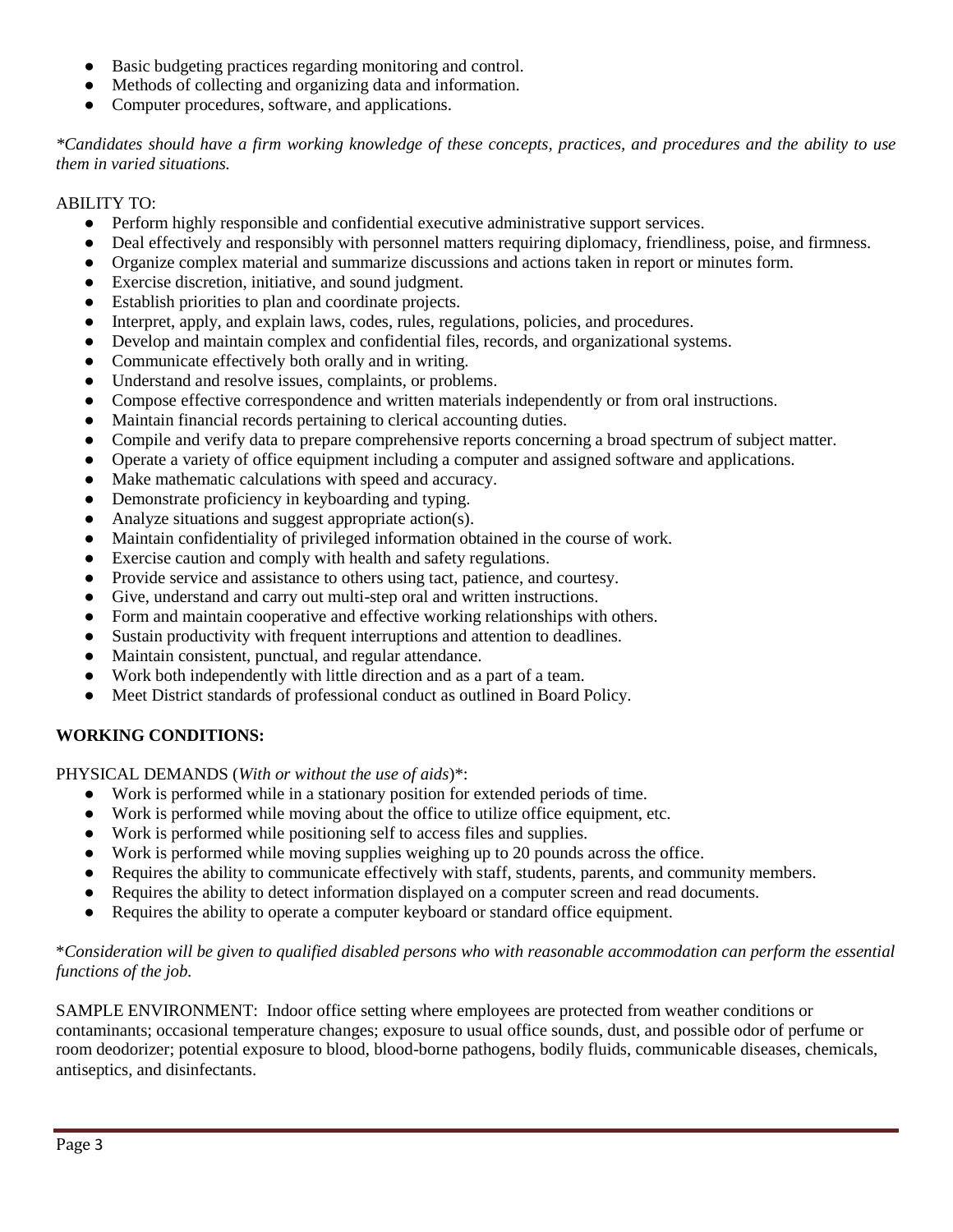- Basic budgeting practices regarding monitoring and control.
- Methods of collecting and organizing data and information.
- Computer procedures, software, and applications.

*\*Candidates should have a firm working knowledge of these concepts, practices, and procedures and the ability to use them in varied situations.*

ABILITY TO:

- Perform highly responsible and confidential executive administrative support services.
- Deal effectively and responsibly with personnel matters requiring diplomacy, friendliness, poise, and firmness.
- Organize complex material and summarize discussions and actions taken in report or minutes form.
- Exercise discretion, initiative, and sound judgment.
- Establish priorities to plan and coordinate projects.
- Interpret, apply, and explain laws, codes, rules, regulations, policies, and procedures.
- Develop and maintain complex and confidential files, records, and organizational systems.
- Communicate effectively both orally and in writing.
- Understand and resolve issues, complaints, or problems.
- Compose effective correspondence and written materials independently or from oral instructions.
- Maintain financial records pertaining to clerical accounting duties.
- Compile and verify data to prepare comprehensive reports concerning a broad spectrum of subject matter.
- Operate a variety of office equipment including a computer and assigned software and applications.
- Make mathematic calculations with speed and accuracy.
- Demonstrate proficiency in keyboarding and typing.
- Analyze situations and suggest appropriate action(s).
- Maintain confidentiality of privileged information obtained in the course of work.
- Exercise caution and comply with health and safety regulations.
- Provide service and assistance to others using tact, patience, and courtesy.
- Give, understand and carry out multi-step oral and written instructions.
- Form and maintain cooperative and effective working relationships with others.
- Sustain productivity with frequent interruptions and attention to deadlines.
- Maintain consistent, punctual, and regular attendance.
- Work both independently with little direction and as a part of a team.
- Meet District standards of professional conduct as outlined in Board Policy.

**WORKING CONDITIONS:**

PHYSICAL DEMANDS (*With or without the use of aids*)*:

- Work is performed while in a stationary position for extended periods of time.
- Work is performed while moving about the office to utilize office equipment, etc.
- Work is performed while positioning self to access files and supplies.
- Work is performed while moving supplies weighing up to 20 pounds across the office.
- Requires the ability to communicate effectively with staff, students, parents, and community members.
- Requires the ability to detect information displayed on a computer screen and read documents.
- Requires the ability to operate a computer keyboard or standard office equipment.

\**Consideration will be given to qualified disabled persons who with reasonable accommodation can perform the essential functions of the job.*

SAMPLE ENVIRONMENT: Indoor office setting where employees are protected from weather conditions or contaminants; occasional temperature changes; exposure to usual office sounds, dust, and possible odor of perfume or room deodorizer; potential exposure to blood, blood-borne pathogens, bodily fluids, communicable diseases, chemicals, antiseptics, and disinfectants.